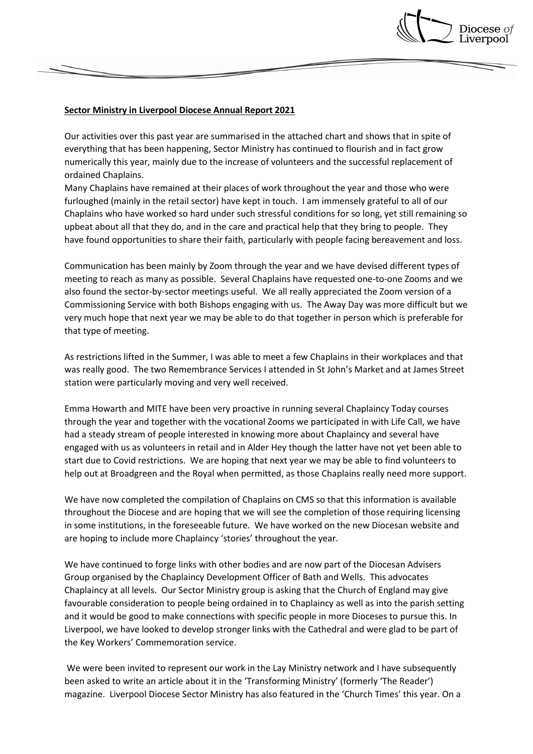**Sector Ministry in Liverpool Diocese Annual Report 2021**

Our activities over this past year are summarised in the attached chart and shows that in spite of everything that has been happening, Sector Ministry has continued to flourish and in fact grow numerically this year, mainly due to the increase of volunteers and the successful replacement of ordained Chaplains.
Many Chaplains have remained at their places of work throughout the year and those who were furloughed (mainly in the retail sector) have kept in touch. I am immensely grateful to all of our Chaplains who have worked so hard under such stressful conditions for so long, yet still remaining so upbeat about all that they do, and in the care and practical help that they bring to people. They have found opportunities to share their faith, particularly with people facing bereavement and loss.

Communication has been mainly by Zoom through the year and we have devised different types of meeting to reach as many as possible. Several Chaplains have requested one-to-one Zooms and we also found the sector-by-sector meetings useful. We all really appreciated the Zoom version of a Commissioning Service with both Bishops engaging with us. The Away Day was more difficult but we very much hope that next year we may be able to do that together in person which is preferable for that type of meeting.

As restrictions lifted in the Summer, I was able to meet a few Chaplains in their workplaces and that was really good. The two Remembrance Services I attended in St John's Market and at James Street station were particularly moving and very well received.

Emma Howarth and MITE have been very proactive in running several Chaplaincy Today courses through the year and together with the vocational Zooms we participated in with Life Call, we have had a steady stream of people interested in knowing more about Chaplaincy and several have engaged with us as volunteers in retail and in Alder Hey though the latter have not yet been able to start due to Covid restrictions. We are hoping that next year we may be able to find volunteers to help out at Broadgreen and the Royal when permitted, as those Chaplains really need more support.

We have now completed the compilation of Chaplains on CMS so that this information is available throughout the Diocese and are hoping that we will see the completion of those requiring licensing in some institutions, in the foreseeable future. We have worked on the new Diocesan website and are hoping to include more Chaplaincy 'stories' throughout the year.

We have continued to forge links with other bodies and are now part of the Diocesan Advisers Group organised by the Chaplaincy Development Officer of Bath and Wells. This advocates Chaplaincy at all levels. Our Sector Ministry group is asking that the Church of England may give favourable consideration to people being ordained in to Chaplaincy as well as into the parish setting and it would be good to make connections with specific people in more Dioceses to pursue this. In Liverpool, we have looked to develop stronger links with the Cathedral and were glad to be part of the Key Workers' Commemoration service.

We were been invited to represent our work in the Lay Ministry network and I have subsequently been asked to write an article about it in the 'Transforming Ministry' (formerly 'The Reader') magazine. Liverpool Diocese Sector Ministry has also featured in the 'Church Times' this year. On a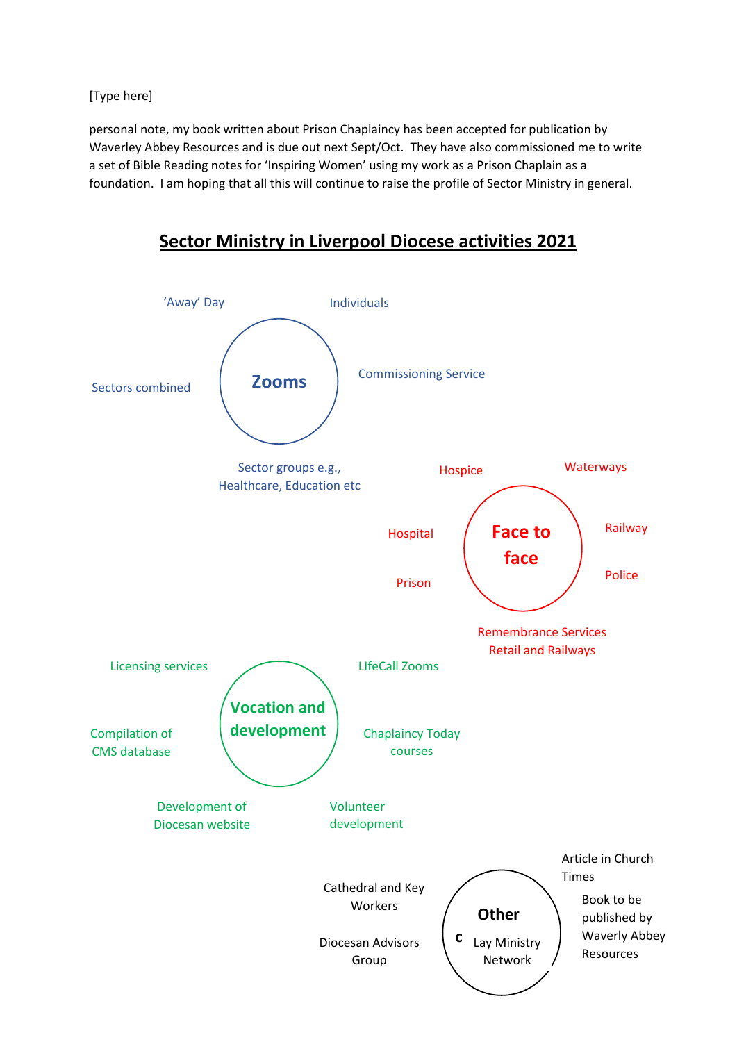[Type here]

personal note, my book written about Prison Chaplaincy has been accepted for publication by Waverley Abbey Resources and is due out next Sept/Oct. They have also commissioned me to write a set of Bible Reading notes for 'Inspiring Women' using my work as a Prison Chaplain as a foundation. I am hoping that all this will continue to raise the profile of Sector Ministry in general.

## Sector Ministry in Liverpool Diocese activities 2021

**Zooms**

'Away' Day

Individuals

Sectors combined

Commissioning Service

Sector groups e.g., Healthcare, Education etc

**Face to face**

Hospice

Waterways

Hospital

Railway

Prison

Police

Remembrance Services Retail and Railways

**Vocation and development**

Licensing services

LIfeCall Zooms

Compilation of CMS database

Chaplaincy Today courses

Development of Diocesan website

Volunteer development

**Other**

Article in Church Times

Cathedral and Key Workers

Book to be published by Waverly Abbey Resources

Diocesan Advisors Group

c Lay Ministry Network